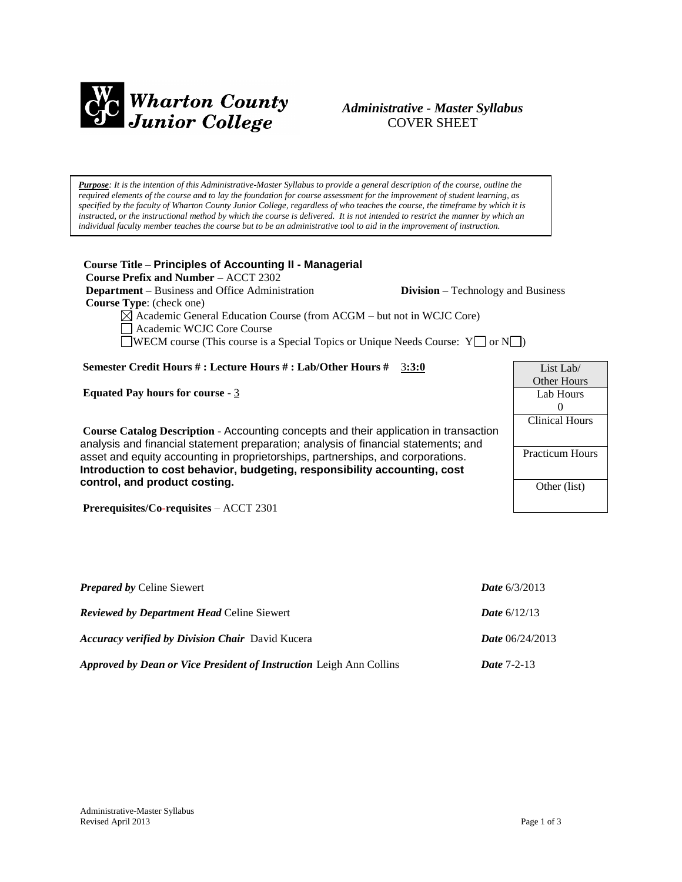Wharton County Junior College

*Administrative - Master Syllabus*
COVER SHEET

***Purpose***: *It is the intention of this Administrative-Master Syllabus to provide a general description of the course, outline the required elements of the course and to lay the foundation for course assessment for the improvement of student learning, as specified by the faculty of Wharton County Junior College, regardless of who teaches the course, the timeframe by which it is instructed, or the instructional method by which the course is delivered. It is not intended to restrict the manner by which an individual faculty member teaches the course but to be an administrative tool to aid in the improvement of instruction.*

**Course Title** – **Principles of Accounting II - Managerial**
**Course Prefix and Number** – ACCT 2302
**Department** – Business and Office Administration **Division** – Technology and Business
**Course Type**: (check one)

- ☒ Academic General Education Course (from ACGM – but not in WCJC Core)
- ☐ Academic WCJC Core Course
- ☐ WECM course (This course is a Special Topics or Unique Needs Course: Y☐ or N☐)

**Semester Credit Hours # : Lecture Hours # : Lab/Other Hours #** 3**:3:0**

**Equated Pay hours for course** - 3

| List Lab/ Other Hours |
|---|
| Lab Hours 0 |
| Clinical Hours |
| Practicum Hours |
| Other (list) |

**Course Catalog Description** - Accounting concepts and their application in transaction analysis and financial statement preparation; analysis of financial statements; and asset and equity accounting in proprietorships, partnerships, and corporations. **Introduction to cost behavior, budgeting, responsibility accounting, cost control, and product costing.**

**Prerequisites/Co-requisites** – ACCT 2301

***Prepared by*** Celine Siewert ***Date*** 6/3/2013

***Reviewed by Department Head*** Celine Siewert ***Date*** 6/12/13

***Accuracy verified by Division Chair*** David Kucera ***Date*** 06/24/2013

***Approved by Dean or Vice President of Instruction*** Leigh Ann Collins ***Date*** 7-2-13

Administrative-Master Syllabus
Revised April 2013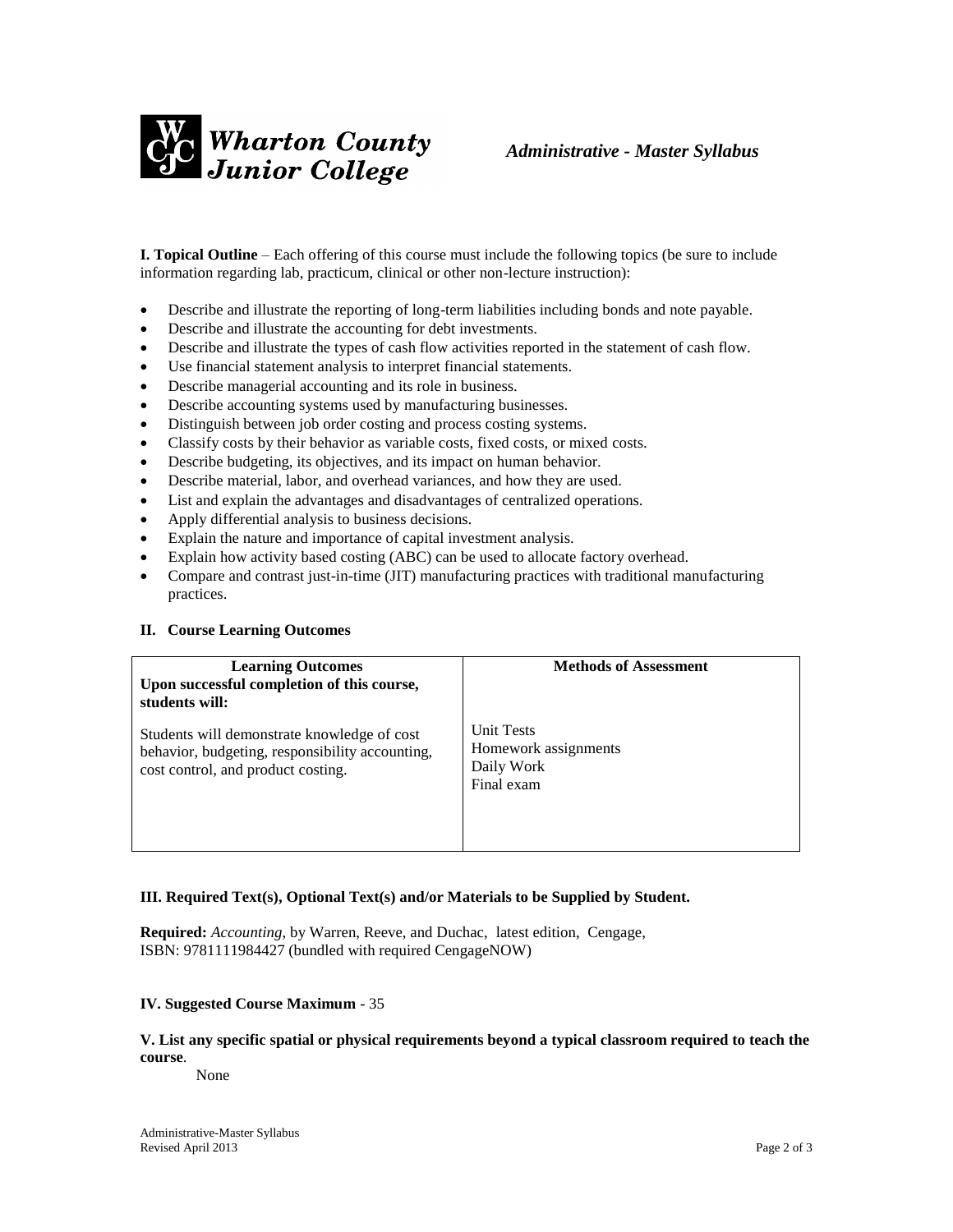Wharton County Junior College

*Administrative - Master Syllabus*

**I. Topical Outline** – Each offering of this course must include the following topics (be sure to include information regarding lab, practicum, clinical or other non-lecture instruction):

- Describe and illustrate the reporting of long-term liabilities including bonds and note payable.
- Describe and illustrate the accounting for debt investments.
- Describe and illustrate the types of cash flow activities reported in the statement of cash flow.
- Use financial statement analysis to interpret financial statements.
- Describe managerial accounting and its role in business.
- Describe accounting systems used by manufacturing businesses.
- Distinguish between job order costing and process costing systems.
- Classify costs by their behavior as variable costs, fixed costs, or mixed costs.
- Describe budgeting, its objectives, and its impact on human behavior.
- Describe material, labor, and overhead variances, and how they are used.
- List and explain the advantages and disadvantages of centralized operations.
- Apply differential analysis to business decisions.
- Explain the nature and importance of capital investment analysis.
- Explain how activity based costing (ABC) can be used to allocate factory overhead.
- Compare and contrast just-in-time (JIT) manufacturing practices with traditional manufacturing practices.

**II. Course Learning Outcomes**

| **Learning Outcomes** **Upon successful completion of this course, students will:** | **Methods of Assessment** |
|---|---|
| Students will demonstrate knowledge of cost behavior, budgeting, responsibility accounting, cost control, and product costing. | Unit Tests<br>Homework assignments<br>Daily Work<br>Final exam |

**III. Required Text(s), Optional Text(s) and/or Materials to be Supplied by Student.**

**Required:** *Accounting,* by Warren, Reeve, and Duchac, latest edition, Cengage, ISBN: 9781111984427 (bundled with required CengageNOW)

**IV. Suggested Course Maximum** - 35

**V. List any specific spatial or physical requirements beyond a typical classroom required to teach the course**.

None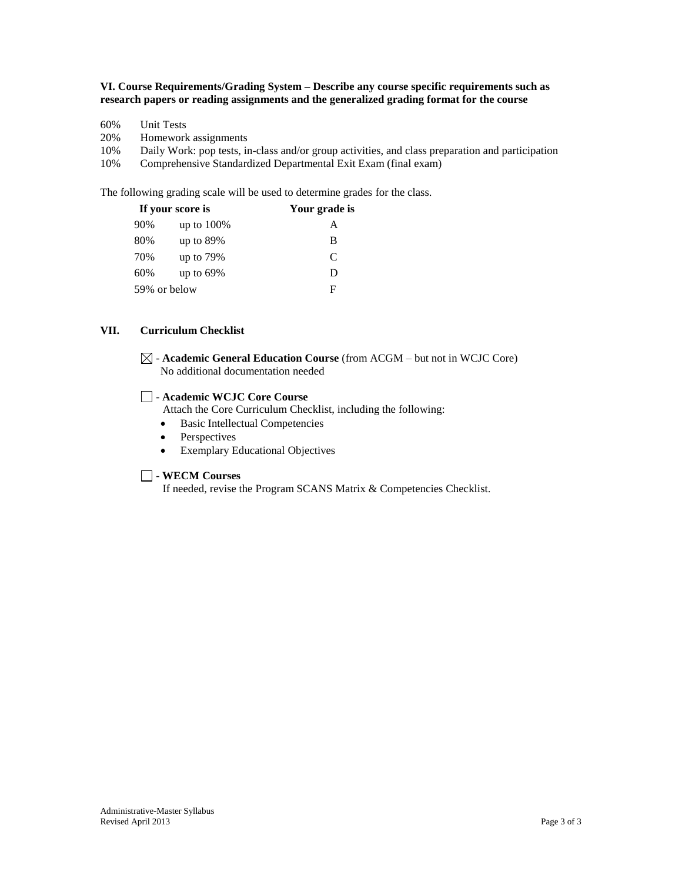**VI. Course Requirements/Grading System – Describe any course specific requirements such as research papers or reading assignments and the generalized grading format for the course**

60% Unit Tests
20% Homework assignments
10% Daily Work: pop tests, in-class and/or group activities, and class preparation and participation
10% Comprehensive Standardized Departmental Exit Exam (final exam)

The following grading scale will be used to determine grades for the class.

| If your score is | | Your grade is |
|---|---|---|
| 90% | up to 100% | A |
| 80% | up to 89% | B |
| 70% | up to 79% | C |
| 60% | up to 69% | D |
| 59% or below | | F |

## VII. Curriculum Checklist

☒ - **Academic General Education Course** (from ACGM – but not in WCJC Core)
No additional documentation needed

☐ - **Academic WCJC Core Course**
Attach the Core Curriculum Checklist, including the following:

- Basic Intellectual Competencies
- Perspectives
- Exemplary Educational Objectives

☐ - **WECM Courses**
If needed, revise the Program SCANS Matrix & Competencies Checklist.